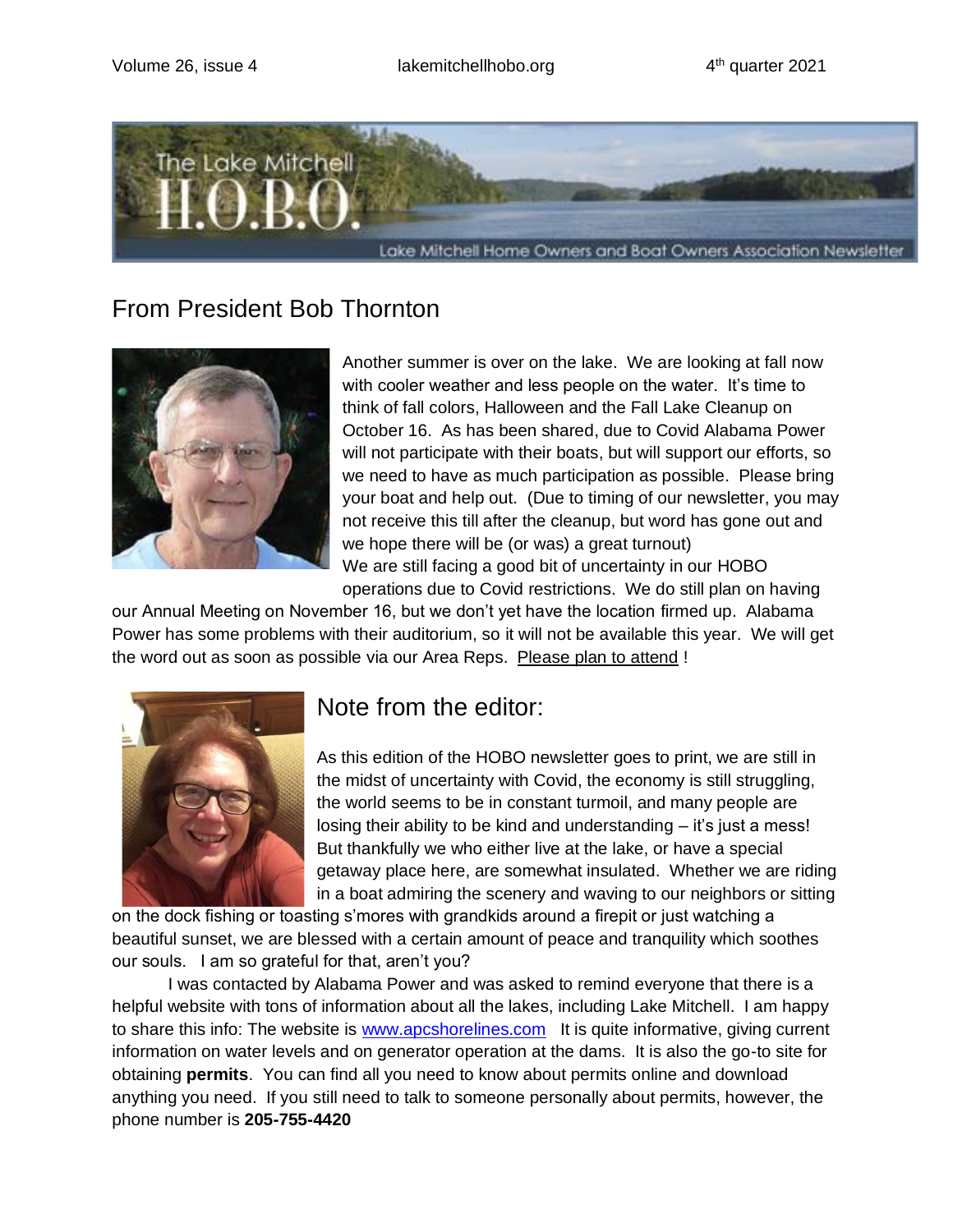# The Lake Mitchell H.O.B.O.

Lake Mitchell Home Owners and Boat Owners Association Newsletter

## From President Bob Thornton

Another summer is over on the lake. We are looking at fall now with cooler weather and less people on the water. It's time to think of fall colors, Halloween and the Fall Lake Cleanup on October 16. As has been shared, due to Covid Alabama Power will not participate with their boats, but will support our efforts, so we need to have as much participation as possible. Please bring your boat and help out. (Due to timing of our newsletter, you may not receive this till after the cleanup, but word has gone out and we hope there will be (or was) a great turnout)

We are still facing a good bit of uncertainty in our HOBO operations due to Covid restrictions. We do still plan on having our Annual Meeting on November 16, but we don't yet have the location firmed up. Alabama Power has some problems with their auditorium, so it will not be available this year. We will get the word out as soon as possible via our Area Reps. Please plan to attend !

## Note from the editor:

As this edition of the HOBO newsletter goes to print, we are still in the midst of uncertainty with Covid, the economy is still struggling, the world seems to be in constant turmoil, and many people are losing their ability to be kind and understanding – it's just a mess! But thankfully we who either live at the lake, or have a special getaway place here, are somewhat insulated. Whether we are riding in a boat admiring the scenery and waving to our neighbors or sitting on the dock fishing or toasting s'mores with grandkids around a firepit or just watching a beautiful sunset, we are blessed with a certain amount of peace and tranquility which soothes our souls. I am so grateful for that, aren't you?

I was contacted by Alabama Power and was asked to remind everyone that there is a helpful website with tons of information about all the lakes, including Lake Mitchell. I am happy to share this info: The website is www.apcshorelines.com It is quite informative, giving current information on water levels and on generator operation at the dams. It is also the go-to site for obtaining **permits**. You can find all you need to know about permits online and download anything you need. If you still need to talk to someone personally about permits, however, the phone number is **205-755-4420**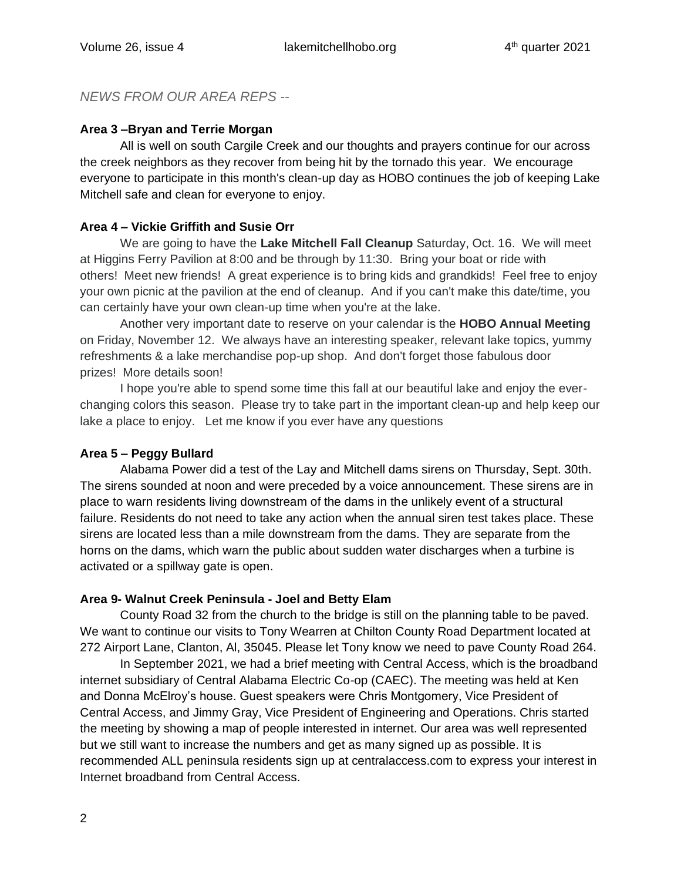*NEWS FROM OUR AREA REPS --*

**Area 3 –Bryan and Terrie Morgan**

All is well on south Cargile Creek and our thoughts and prayers continue for our across the creek neighbors as they recover from being hit by the tornado this year. We encourage everyone to participate in this month's clean-up day as HOBO continues the job of keeping Lake Mitchell safe and clean for everyone to enjoy.

**Area 4 – Vickie Griffith and Susie Orr**

We are going to have the **Lake Mitchell Fall Cleanup** Saturday, Oct. 16. We will meet at Higgins Ferry Pavilion at 8:00 and be through by 11:30. Bring your boat or ride with others! Meet new friends! A great experience is to bring kids and grandkids! Feel free to enjoy your own picnic at the pavilion at the end of cleanup. And if you can't make this date/time, you can certainly have your own clean-up time when you're at the lake.

Another very important date to reserve on your calendar is the **HOBO Annual Meeting** on Friday, November 12. We always have an interesting speaker, relevant lake topics, yummy refreshments & a lake merchandise pop-up shop. And don't forget those fabulous door prizes! More details soon!

I hope you're able to spend some time this fall at our beautiful lake and enjoy the ever-changing colors this season. Please try to take part in the important clean-up and help keep our lake a place to enjoy. Let me know if you ever have any questions

**Area 5 – Peggy Bullard**

Alabama Power did a test of the Lay and Mitchell dams sirens on Thursday, Sept. 30th. The sirens sounded at noon and were preceded by a voice announcement. These sirens are in place to warn residents living downstream of the dams in the unlikely event of a structural failure. Residents do not need to take any action when the annual siren test takes place. These sirens are located less than a mile downstream from the dams. They are separate from the horns on the dams, which warn the public about sudden water discharges when a turbine is activated or a spillway gate is open.

**Area 9- Walnut Creek Peninsula - Joel and Betty Elam**

County Road 32 from the church to the bridge is still on the planning table to be paved. We want to continue our visits to Tony Wearren at Chilton County Road Department located at 272 Airport Lane, Clanton, Al, 35045. Please let Tony know we need to pave County Road 264.

In September 2021, we had a brief meeting with Central Access, which is the broadband internet subsidiary of Central Alabama Electric Co-op (CAEC). The meeting was held at Ken and Donna McElroy's house. Guest speakers were Chris Montgomery, Vice President of Central Access, and Jimmy Gray, Vice President of Engineering and Operations. Chris started the meeting by showing a map of people interested in internet. Our area was well represented but we still want to increase the numbers and get as many signed up as possible. It is recommended ALL peninsula residents sign up at centralaccess.com to express your interest in Internet broadband from Central Access.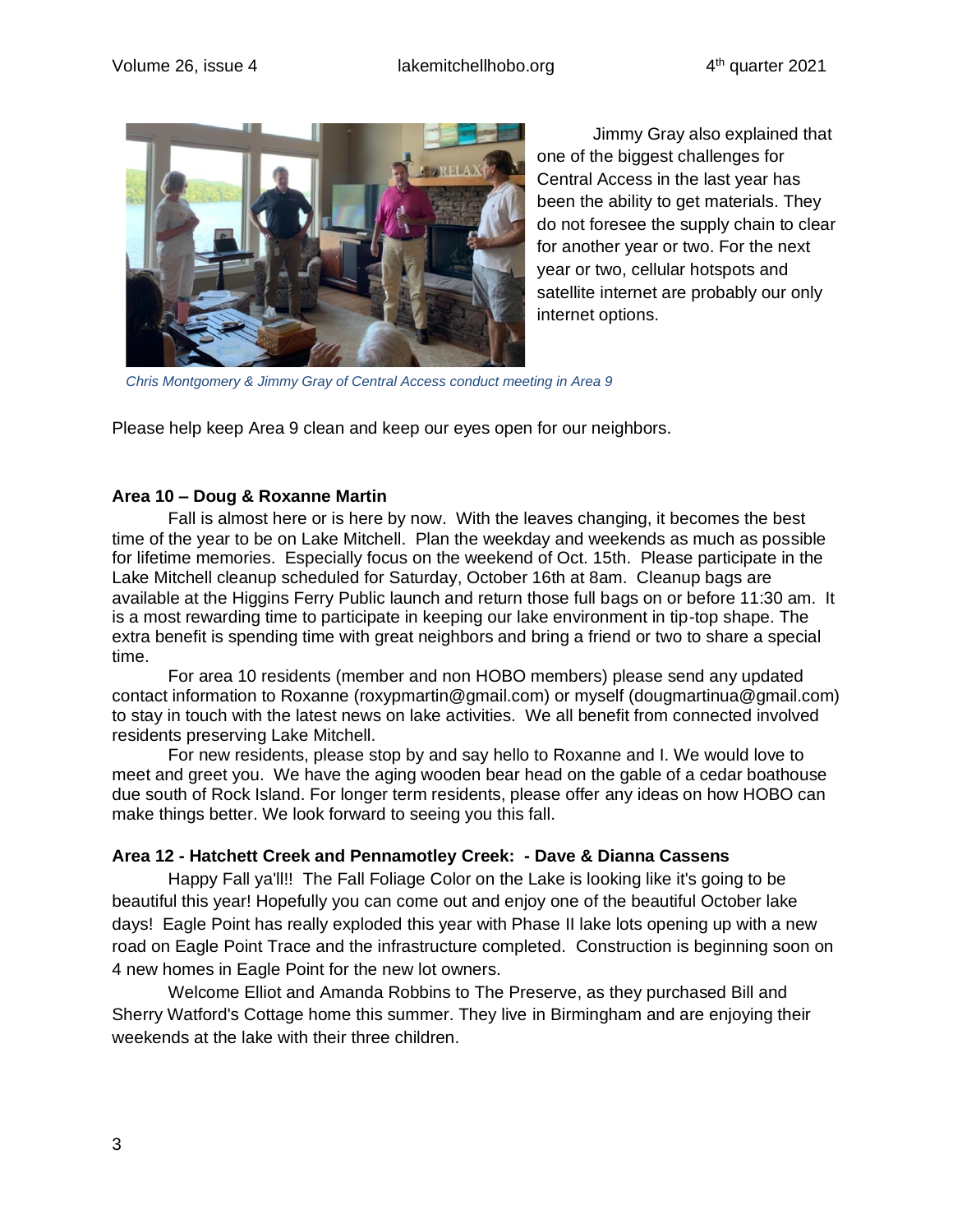Jimmy Gray also explained that one of the biggest challenges for Central Access in the last year has been the ability to get materials. They do not foresee the supply chain to clear for another year or two. For the next year or two, cellular hotspots and satellite internet are probably our only internet options.

*Chris Montgomery & Jimmy Gray of Central Access conduct meeting in Area 9*

Please help keep Area 9 clean and keep our eyes open for our neighbors.

**Area 10 – Doug & Roxanne Martin**

Fall is almost here or is here by now. With the leaves changing, it becomes the best time of the year to be on Lake Mitchell. Plan the weekday and weekends as much as possible for lifetime memories. Especially focus on the weekend of Oct. 15th. Please participate in the Lake Mitchell cleanup scheduled for Saturday, October 16th at 8am. Cleanup bags are available at the Higgins Ferry Public launch and return those full bags on or before 11:30 am. It is a most rewarding time to participate in keeping our lake environment in tip-top shape. The extra benefit is spending time with great neighbors and bring a friend or two to share a special time.

For area 10 residents (member and non HOBO members) please send any updated contact information to Roxanne (roxypmartin@gmail.com) or myself (dougmartinua@gmail.com) to stay in touch with the latest news on lake activities. We all benefit from connected involved residents preserving Lake Mitchell.

For new residents, please stop by and say hello to Roxanne and I. We would love to meet and greet you. We have the aging wooden bear head on the gable of a cedar boathouse due south of Rock Island. For longer term residents, please offer any ideas on how HOBO can make things better. We look forward to seeing you this fall.

**Area 12 - Hatchett Creek and Pennamotley Creek: - Dave & Dianna Cassens**

Happy Fall ya'll!! The Fall Foliage Color on the Lake is looking like it's going to be beautiful this year! Hopefully you can come out and enjoy one of the beautiful October lake days! Eagle Point has really exploded this year with Phase II lake lots opening up with a new road on Eagle Point Trace and the infrastructure completed. Construction is beginning soon on 4 new homes in Eagle Point for the new lot owners.

Welcome Elliot and Amanda Robbins to The Preserve, as they purchased Bill and Sherry Watford's Cottage home this summer. They live in Birmingham and are enjoying their weekends at the lake with their three children.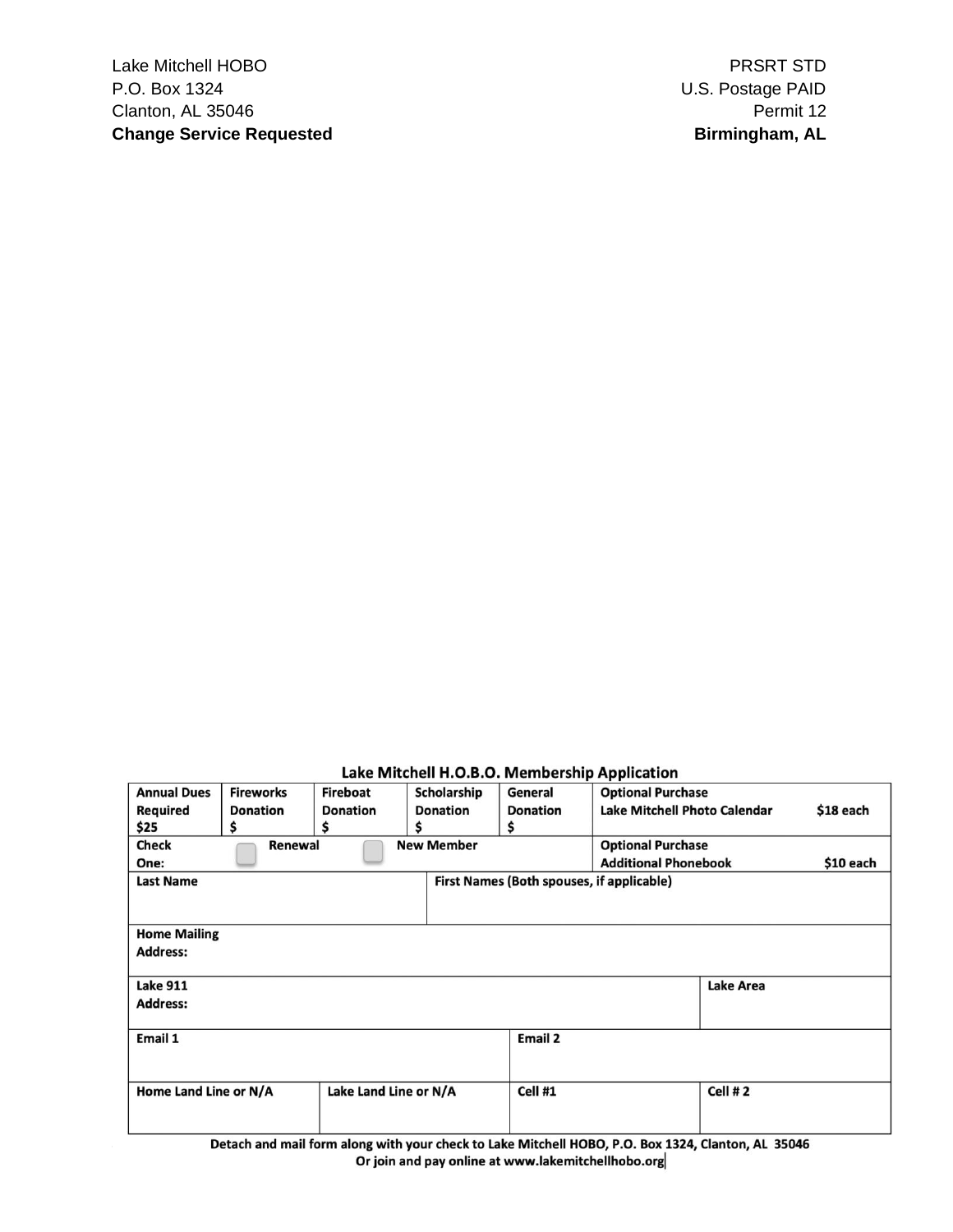Lake Mitchell HOBO
P.O. Box 1324
Clanton, AL 35046
**Change Service Requested**

PRSRT STD
U.S. Postage PAID
Permit 12
**Birmingham, AL**

## Lake Mitchell H.O.B.O. Membership Application

| | | | | | |
|---|---|---|---|---|---|
| **Annual Dues Required $25** | **Fireworks Donation $** | **Fireboat Donation $** | **Scholarship Donation $** | **General Donation $** | **Optional Purchase Lake Mitchell Photo Calendar $18 each** |
| **Check One:** | ☐ **Renewal** | ☐ **New Member** | | | **Optional Purchase Additional Phonebook $10 each** |
| **Last Name** | | | **First Names (Both spouses, if applicable)** | | |
| **Home Mailing Address:** | | | | | |
| **Lake 911 Address:** | | | | | **Lake Area** |
| **Email 1** | | | **Email 2** | | |
| **Home Land Line or N/A** | **Lake Land Line or N/A** | | **Cell #1** | | **Cell # 2** |

**Detach and mail form along with your check to Lake Mitchell HOBO, P.O. Box 1324, Clanton, AL 35046**
**Or join and pay online at www.lakemitchellhobo.org**